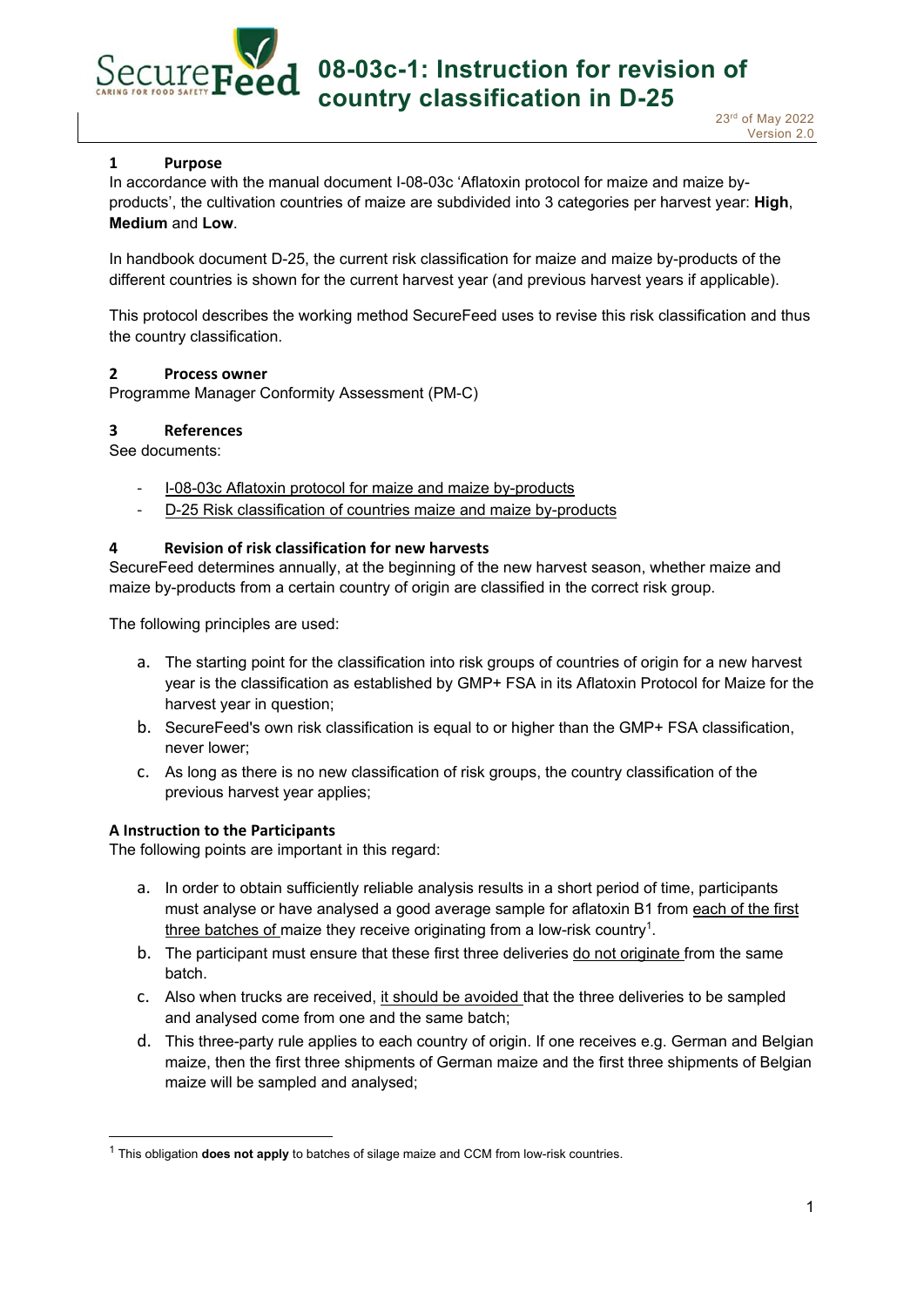# 08-03c-1: Instruction for revision of country classification in D-25

23rd of May 2022
Version 2.0

## 1 Purpose

In accordance with the manual document I-08-03c 'Aflatoxin protocol for maize and maize by-products', the cultivation countries of maize are subdivided into 3 categories per harvest year: **High**, **Medium** and **Low**.

In handbook document D-25, the current risk classification for maize and maize by-products of the different countries is shown for the current harvest year (and previous harvest years if applicable).

This protocol describes the working method SecureFeed uses to revise this risk classification and thus the country classification.

## 2 Process owner

Programme Manager Conformity Assessment (PM-C)

## 3 References

See documents:

- I-08-03c Aflatoxin protocol for maize and maize by-products
- D-25 Risk classification of countries maize and maize by-products

## 4 Revision of risk classification for new harvests

SecureFeed determines annually, at the beginning of the new harvest season, whether maize and maize by-products from a certain country of origin are classified in the correct risk group.

The following principles are used:

a. The starting point for the classification into risk groups of countries of origin for a new harvest year is the classification as established by GMP+ FSA in its Aflatoxin Protocol for Maize for the harvest year in question;
b. SecureFeed's own risk classification is equal to or higher than the GMP+ FSA classification, never lower;
c. As long as there is no new classification of risk groups, the country classification of the previous harvest year applies;

### A Instruction to the Participants

The following points are important in this regard:

a. In order to obtain sufficiently reliable analysis results in a short period of time, participants must analyse or have analysed a good average sample for aflatoxin B1 from each of the first three batches of maize they receive originating from a low-risk country[1].
b. The participant must ensure that these first three deliveries do not originate from the same batch.
c. Also when trucks are received, it should be avoided that the three deliveries to be sampled and analysed come from one and the same batch;
d. This three-party rule applies to each country of origin. If one receives e.g. German and Belgian maize, then the first three shipments of German maize and the first three shipments of Belgian maize will be sampled and analysed;

[1] This obligation **does not apply** to batches of silage maize and CCM from low-risk countries.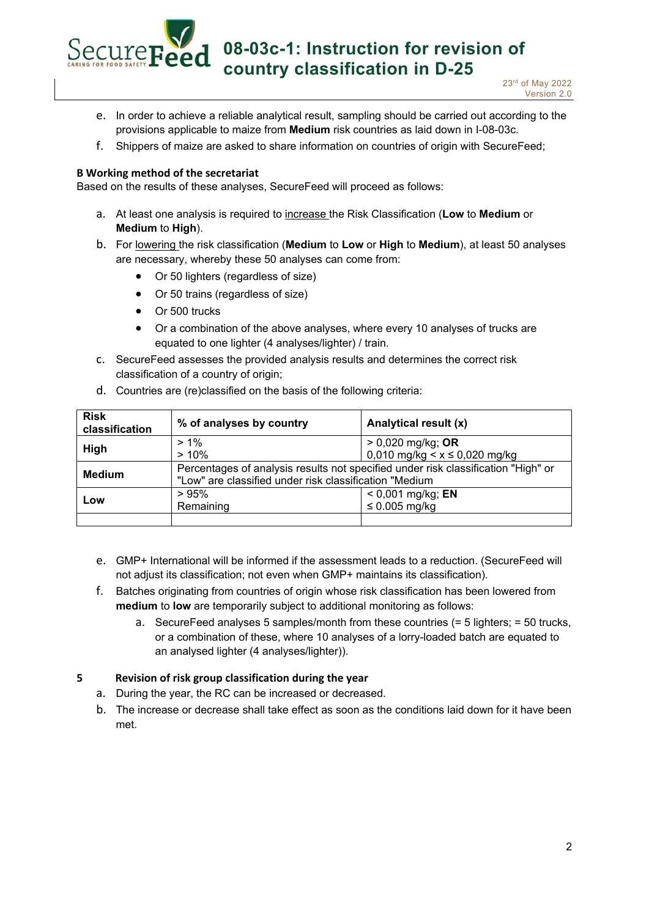e. In order to achieve a reliable analytical result, sampling should be carried out according to the provisions applicable to maize from **Medium** risk countries as laid down in I-08-03c.

f. Shippers of maize are asked to share information on countries of origin with SecureFeed;

**B Working method of the secretariat**

Based on the results of these analyses, SecureFeed will proceed as follows:

a. At least one analysis is required to increase the Risk Classification (**Low** to **Medium** or **Medium** to **High**).

b. For lowering the risk classification (**Medium** to **Low** or **High** to **Medium**), at least 50 analyses are necessary, whereby these 50 analyses can come from:
   - Or 50 lighters (regardless of size)
   - Or 50 trains (regardless of size)
   - Or 500 trucks
   - Or a combination of the above analyses, where every 10 analyses of trucks are equated to one lighter (4 analyses/lighter) / train.

c. SecureFeed assesses the provided analysis results and determines the correct risk classification of a country of origin;

d. Countries are (re)classified on the basis of the following criteria:

| Risk classification | % of analyses by country | Analytical result (x) |
|---|---|---|
| **High** | > 1%<br>> 10% | > 0,020 mg/kg; **OR**<br>0,010 mg/kg < x ≤ 0,020 mg/kg |
| **Medium** | Percentages of analysis results not specified under risk classification "High" or "Low" are classified under risk classification "Medium | |
| **Low** | > 95%<br>Remaining | < 0,001 mg/kg; **EN**<br>≤ 0.005 mg/kg |
| | | |

e. GMP+ International will be informed if the assessment leads to a reduction. (SecureFeed will not adjust its classification; not even when GMP+ maintains its classification).

f. Batches originating from countries of origin whose risk classification has been lowered from **medium** to **low** are temporarily subject to additional monitoring as follows:
   a. SecureFeed analyses 5 samples/month from these countries (= 5 lighters; = 50 trucks, or a combination of these, where 10 analyses of a lorry-loaded batch are equated to an analysed lighter (4 analyses/lighter)).

## 5 Revision of risk group classification during the year

a. During the year, the RC can be increased or decreased.

b. The increase or decrease shall take effect as soon as the conditions laid down for it have been met.